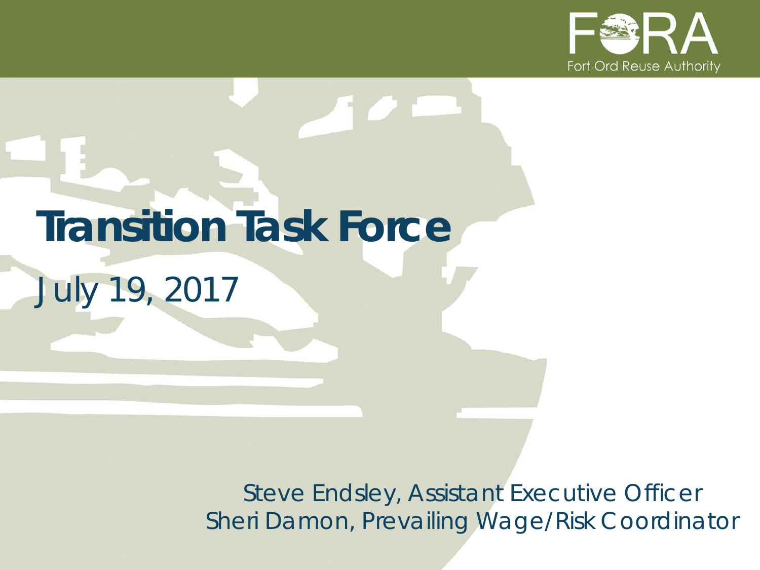FORA

Fort Ord Reuse Authority

# Transition Task Force

July 19, 2017

Steve Endsley, Assistant Executive Officer
Sheri Damon, Prevailing Wage/Risk Coordinator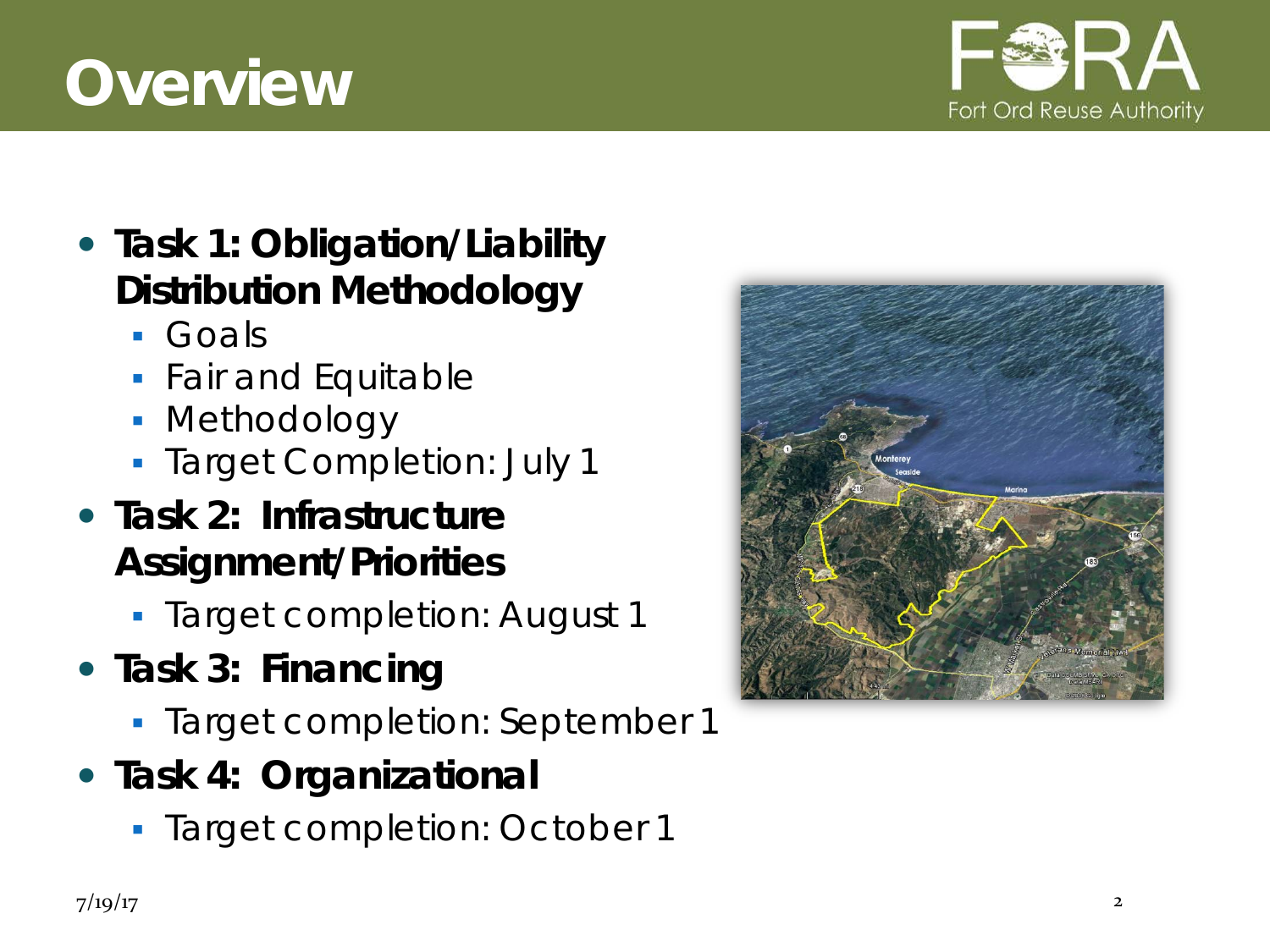# Overview

- **Task 1: Obligation/Liability Distribution Methodology**
  - Goals
  - Fair and Equitable
  - Methodology
  - Target Completion: July 1
- **Task 2: Infrastructure Assignment/Priorities**
  - Target completion: August 1
- **Task 3: Financing**
  - Target completion: September 1
- **Task 4: Organizational**
  - Target completion: October 1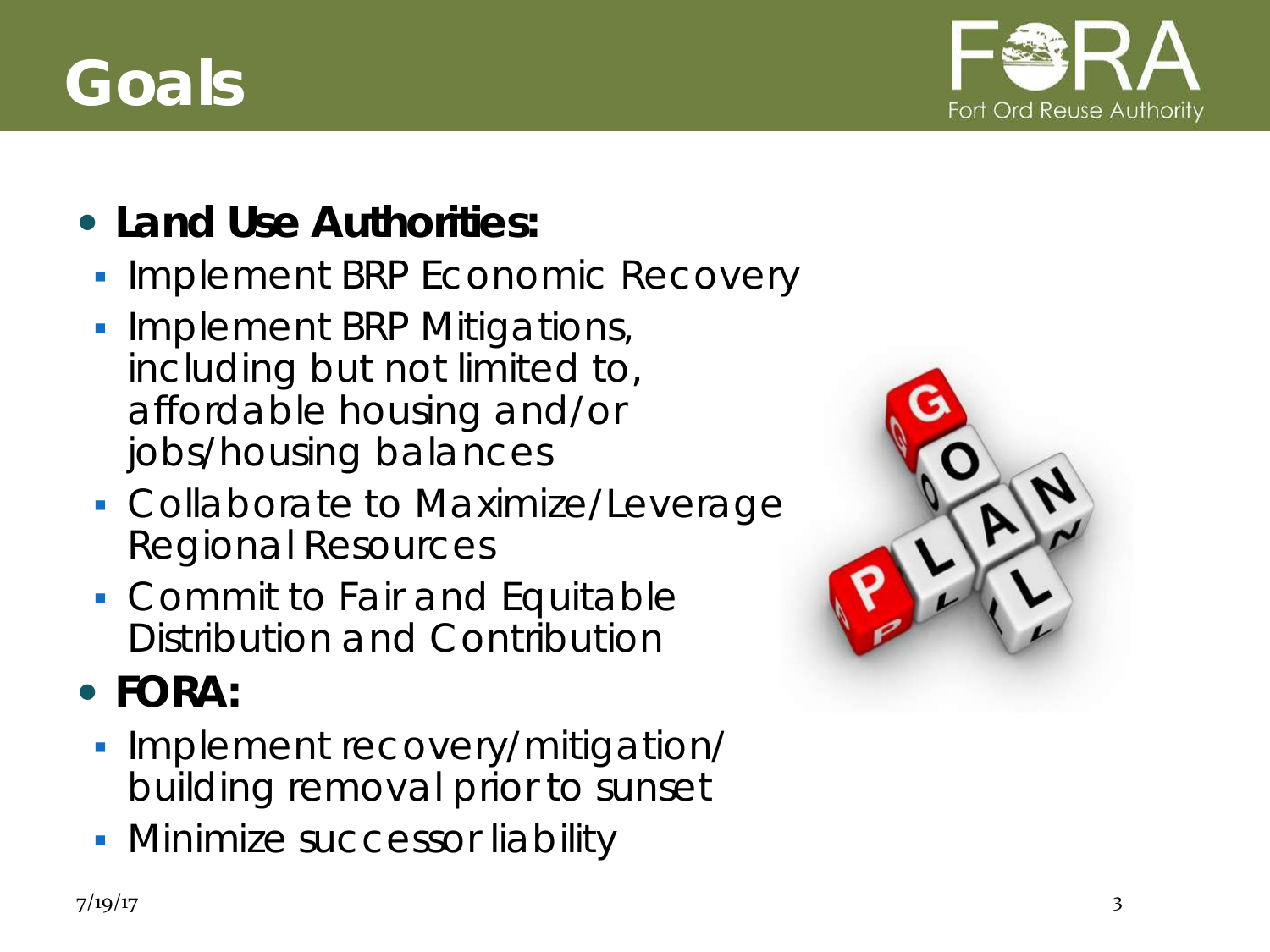# Goals

- **Land Use Authorities:**
  - Implement BRP Economic Recovery
  - Implement BRP Mitigations, including but not limited to, affordable housing and/or jobs/housing balances
  - Collaborate to Maximize/Leverage Regional Resources
  - Commit to Fair and Equitable Distribution and Contribution
- **FORA:**
  - Implement recovery/mitigation/ building removal prior to sunset
  - Minimize successor liability

7/19/17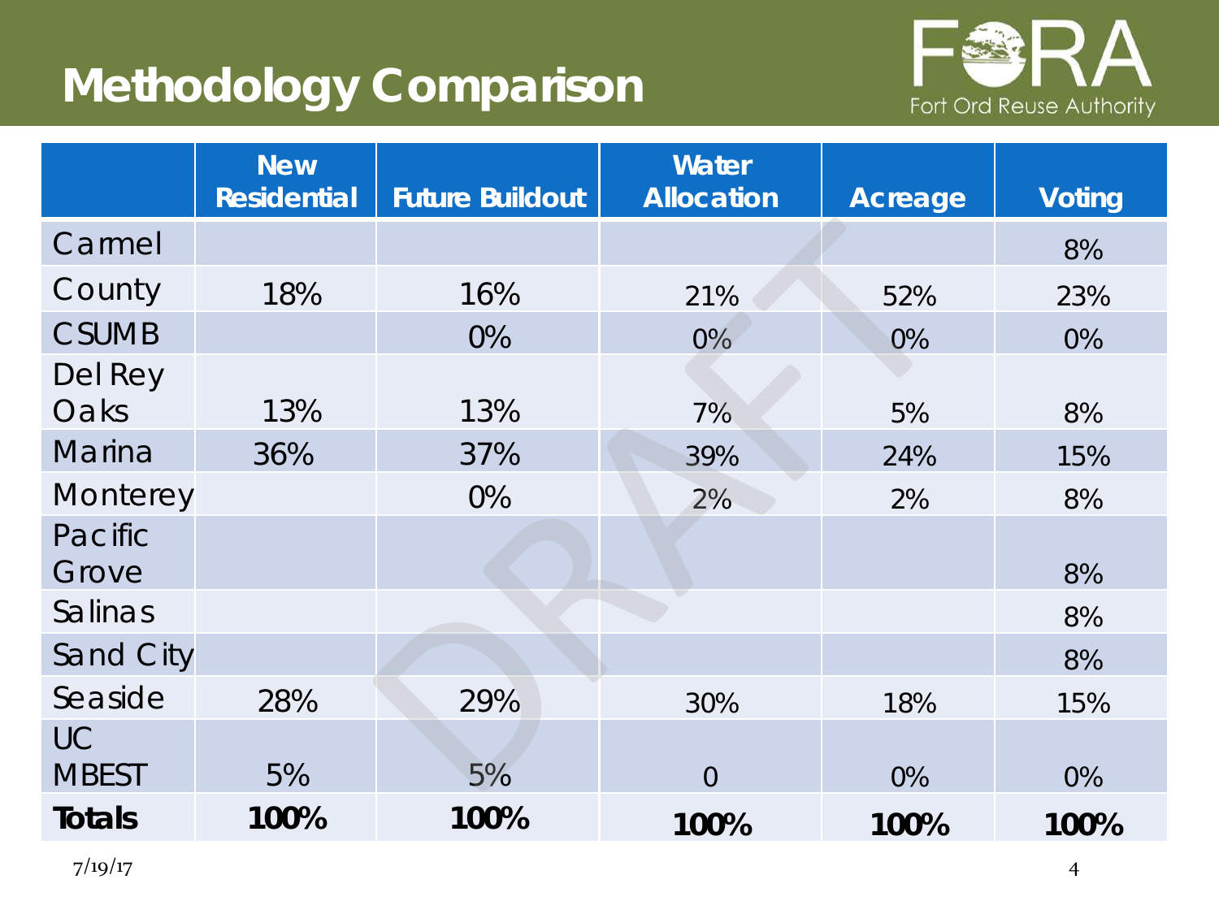# Methodology Comparison

| | New Residential | Future Buildout | Water Allocation | Acreage | Voting |
|---|---|---|---|---|---|
| Carmel | | | | | 8% |
| County | 18% | 16% | 21% | 52% | 23% |
| CSUMB | | 0% | 0% | 0% | 0% |
| Del Rey Oaks | 13% | 13% | 7% | 5% | 8% |
| Marina | 36% | 37% | 39% | 24% | 15% |
| Monterey | | 0% | 2% | 2% | 8% |
| Pacific Grove | | | | | 8% |
| Salinas | | | | | 8% |
| Sand City | | | | | 8% |
| Seaside | 28% | 29% | 30% | 18% | 15% |
| UC MBEST | 5% | 5% | 0 | 0% | 0% |
| **Totals** | **100%** | **100%** | **100%** | **100%** | **100%** |

7/19/17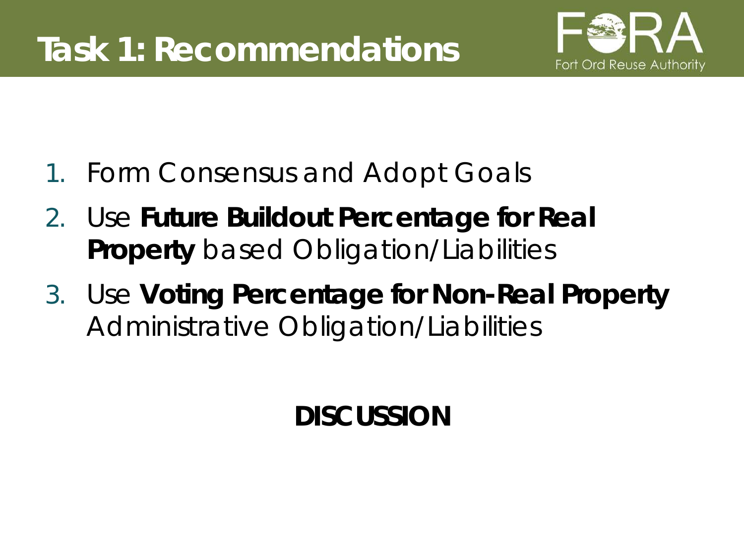# Task 1: Recommendations

1. Form Consensus and Adopt Goals
2. Use **Future Buildout Percentage for Real Property** based Obligation/Liabilities
3. Use **Voting Percentage for Non-Real Property** Administrative Obligation/Liabilities

**DISCUSSION**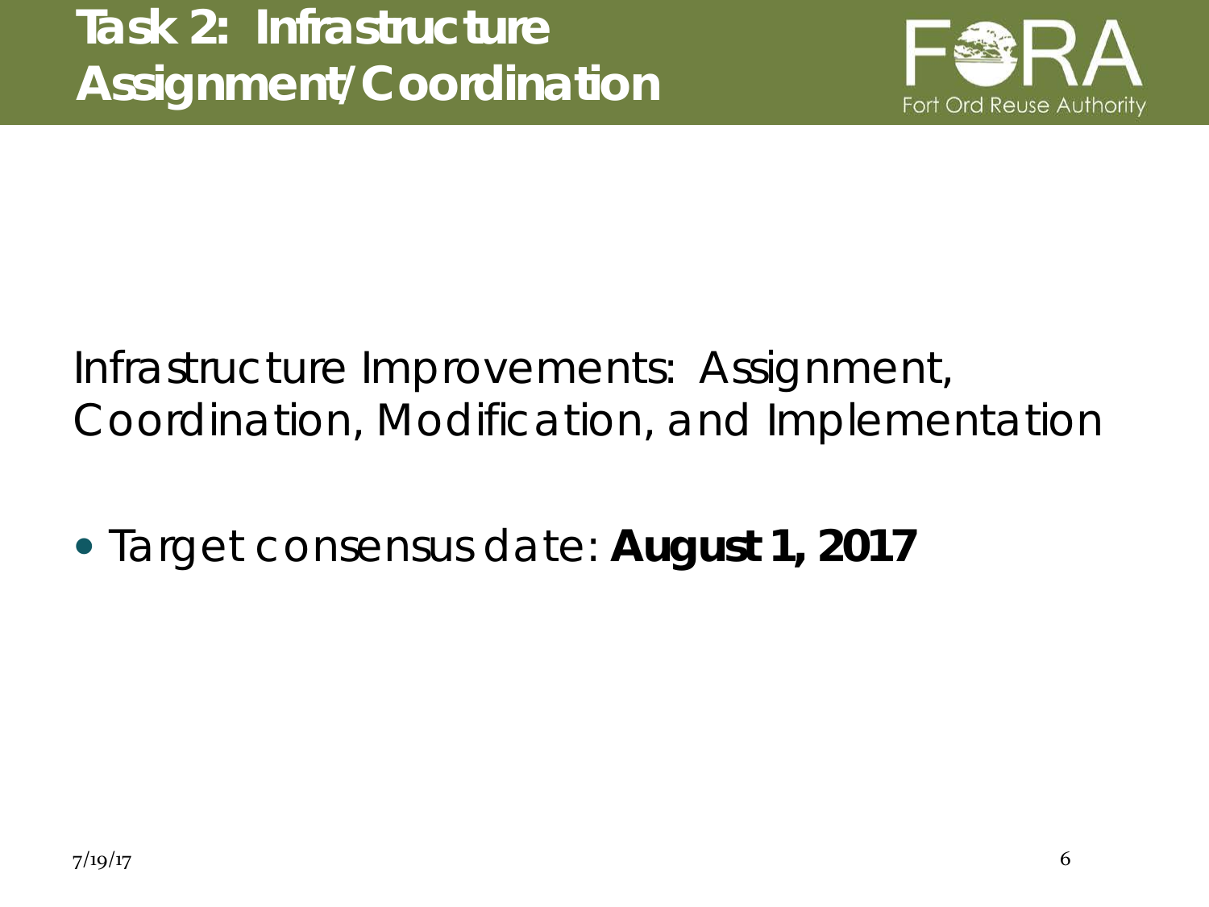# Task 2: Infrastructure Assignment/Coordination

Infrastructure Improvements: Assignment, Coordination, Modification, and Implementation

- Target consensus date: **August 1, 2017**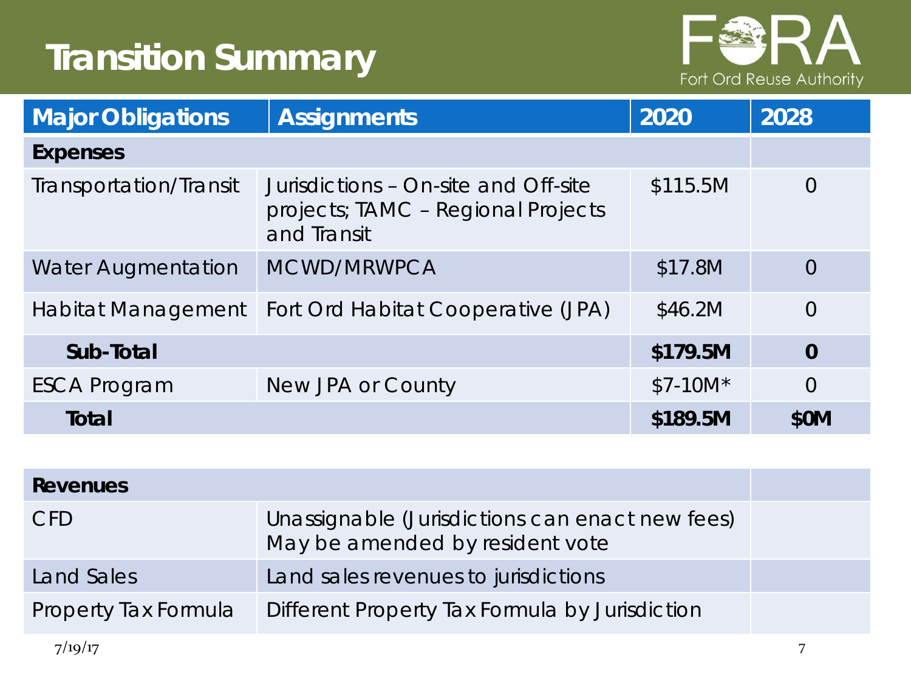# Transition Summary

FORA — Fort Ord Reuse Authority

| Major Obligations | Assignments | 2020 | 2028 |
|---|---|---|---|
| **Expenses** | | | |
| Transportation/Transit | Jurisdictions – On-site and Off-site projects; TAMC – Regional Projects and Transit | $115.5M | 0 |
| Water Augmentation | MCWD/MRWPCA | $17.8M | 0 |
| Habitat Management | Fort Ord Habitat Cooperative (JPA) | $46.2M | 0 |
| **Sub-Total** | | **$179.5M** | **0** |
| ESCA Program | New JPA or County | $7-10M* | 0 |
| **Total** | | **$189.5M** | **$0M** |

| Revenues | | |
|---|---|---|
| CFD | Unassignable (Jurisdictions can enact new fees) May be amended by resident vote | |
| Land Sales | Land sales revenues to jurisdictions | |
| Property Tax Formula | Different Property Tax Formula by Jurisdiction | |

7/19/17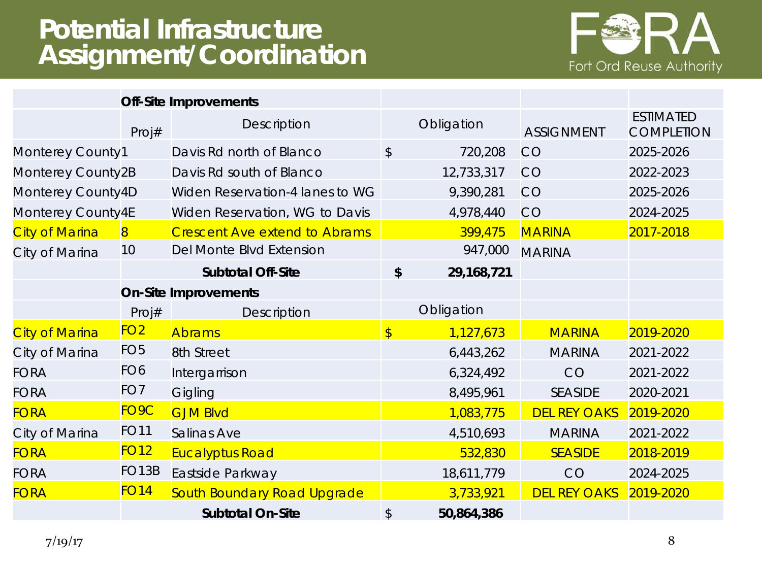# Potential Infrastructure Assignment/Coordination

| | Off-Site Improvements | | | | |
|---|---|---|---|---|---|
| | Proj# | Description | Obligation | ASSIGNMENT | ESTIMATED COMPLETION |
| Monterey County | 1 | Davis Rd north of Blanco | $ 720,208 | CO | 2025-2026 |
| Monterey County | 2B | Davis Rd south of Blanco | 12,733,317 | CO | 2022-2023 |
| Monterey County | 4D | Widen Reservation-4 lanes to WG | 9,390,281 | CO | 2025-2026 |
| Monterey County | 4E | Widen Reservation, WG to Davis | 4,978,440 | CO | 2024-2025 |
| City of Marina | 8 | Crescent Ave extend to Abrams | 399,475 | MARINA | 2017-2018 |
| City of Marina | 10 | Del Monte Blvd Extension | 947,000 | MARINA | |
| | | **Subtotal Off-Site** | **$ 29,168,721** | | |
| | **On-Site Improvements** | | | | |
| | Proj# | Description | Obligation | | |
| City of Marina | FO2 | Abrams | $ 1,127,673 | MARINA | 2019-2020 |
| City of Marina | FO5 | 8th Street | 6,443,262 | MARINA | 2021-2022 |
| FORA | FO6 | Intergarrison | 6,324,492 | CO | 2021-2022 |
| FORA | FO7 | Gigling | 8,495,961 | SEASIDE | 2020-2021 |
| FORA | FO9C | GJM Blvd | 1,083,775 | DEL REY OAKS | 2019-2020 |
| City of Marina | FO11 | Salinas Ave | 4,510,693 | MARINA | 2021-2022 |
| FORA | FO12 | Eucalyptus Road | 532,830 | SEASIDE | 2018-2019 |
| FORA | FO13B | Eastside Parkway | 18,611,779 | CO | 2024-2025 |
| FORA | FO14 | South Boundary Road Upgrade | 3,733,921 | DEL REY OAKS | 2019-2020 |
| | | **Subtotal On-Site** | $ **50,864,386** | | |

7/19/17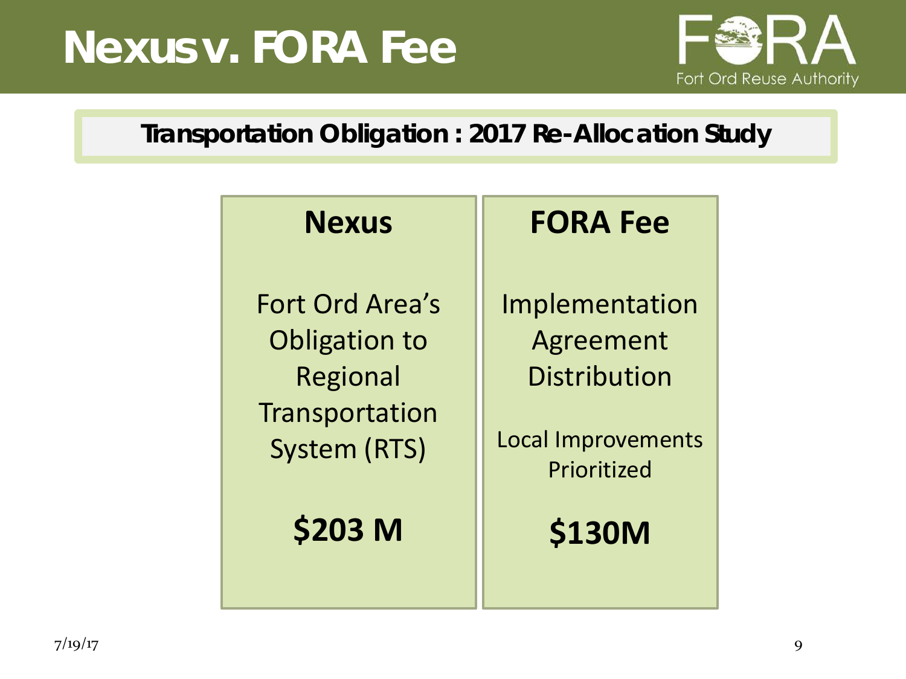# Nexus v. FORA Fee

**Transportation Obligation : 2017 Re-Allocation Study**

| Nexus | FORA Fee |
| --- | --- |
| Fort Ord Area's Obligation to Regional Transportation System (RTS) | Implementation Agreement Distribution<br><br>Local Improvements Prioritized |
| **$203 M** | **$130M** |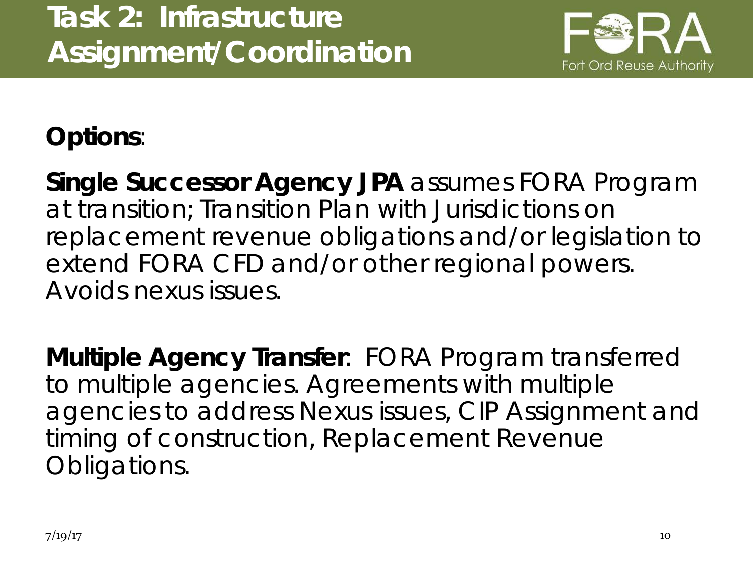# Task 2: Infrastructure Assignment/Coordination

Fort Ord Reuse Authority

**Options**:

**Single Successor Agency JPA** assumes FORA Program at transition; Transition Plan with Jurisdictions on replacement revenue obligations and/or legislation to extend FORA CFD and/or other regional powers. Avoids nexus issues.

**Multiple Agency Transfer**: FORA Program transferred to multiple agencies. Agreements with multiple agencies to address Nexus issues, CIP Assignment and timing of construction, Replacement Revenue Obligations.

7/19/17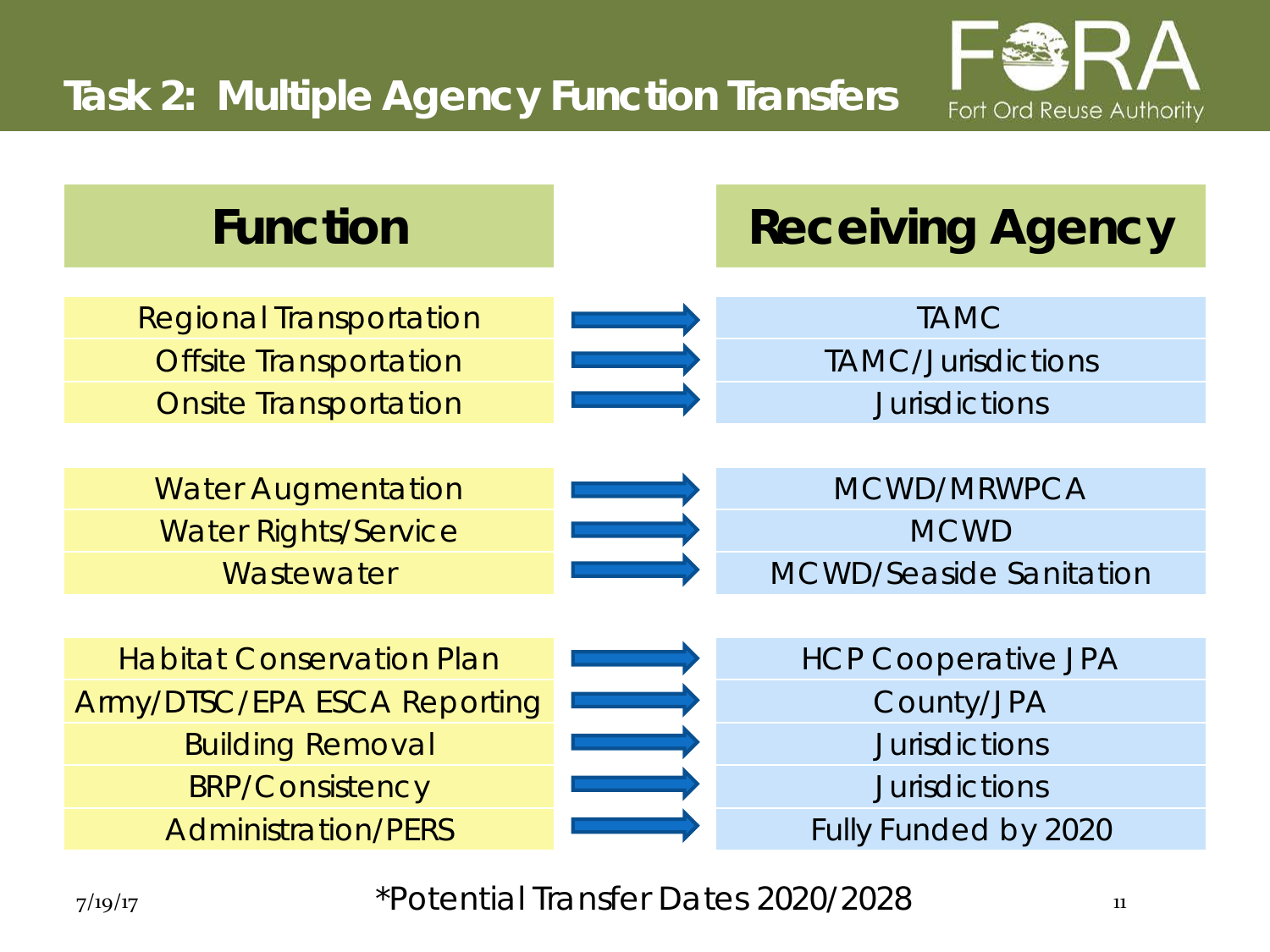# Task 2: Multiple Agency Function Transfers

| Function | | Receiving Agency |
| --- | --- | --- |
| Regional Transportation | → | TAMC |
| Offsite Transportation | → | TAMC/Jurisdictions |
| Onsite Transportation | → | Jurisdictions |
| Water Augmentation | → | MCWD/MRWPCA |
| Water Rights/Service | → | MCWD |
| Wastewater | → | MCWD/Seaside Sanitation |
| Habitat Conservation Plan | → | HCP Cooperative JPA |
| Army/DTSC/EPA ESCA Reporting | → | County/JPA |
| Building Removal | → | Jurisdictions |
| BRP/Consistency | → | Jurisdictions |
| Administration/PERS | → | Fully Funded by 2020 |

*Potential Transfer Dates 2020/2028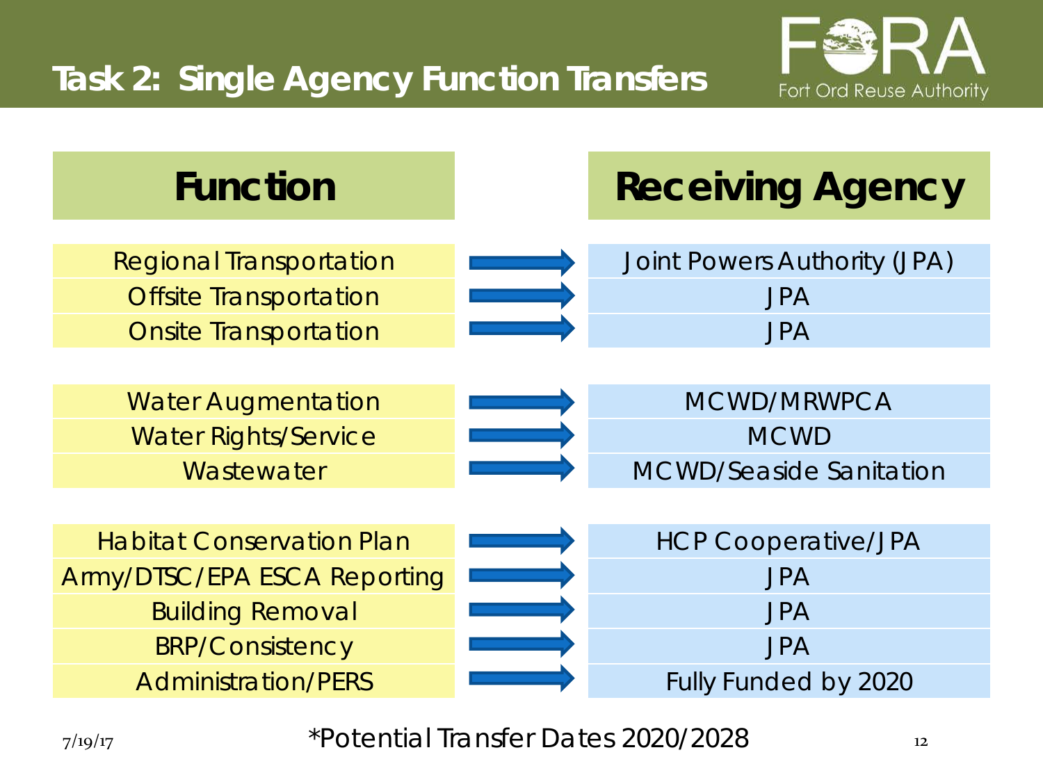# Task 2: Single Agency Function Transfers

| Function | Receiving Agency |
|---|---|
| Regional Transportation | Joint Powers Authority (JPA) |
| Offsite Transportation | JPA |
| Onsite Transportation | JPA |
| Water Augmentation | MCWD/MRWPCA |
| Water Rights/Service | MCWD |
| Wastewater | MCWD/Seaside Sanitation |
| Habitat Conservation Plan | HCP Cooperative/JPA |
| Army/DTSC/EPA ESCA Reporting | JPA |
| Building Removal | JPA |
| BRP/Consistency | JPA |
| Administration/PERS | Fully Funded by 2020 |

*Potential Transfer Dates 2020/2028

7/19/17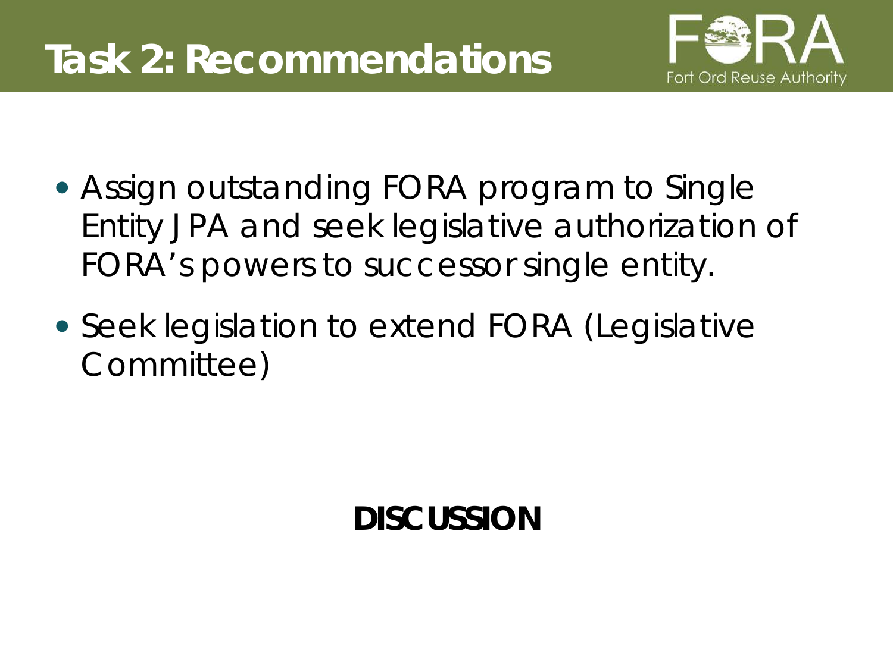# Task 2: Recommendations

- Assign outstanding FORA program to Single Entity JPA and seek legislative authorization of FORA's powers to successor single entity.
- Seek legislation to extend FORA (Legislative Committee)

**DISCUSSION**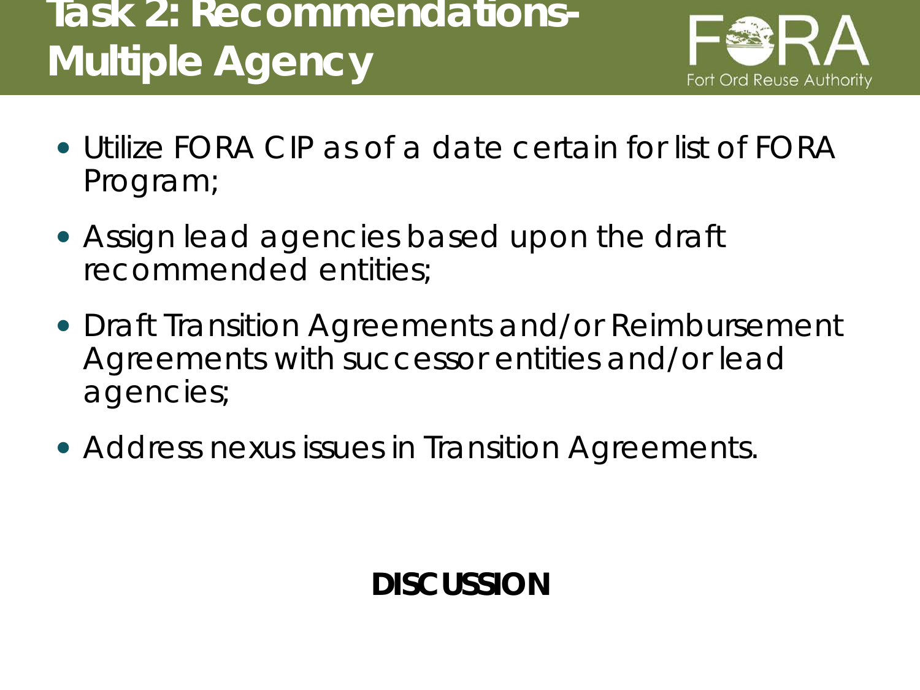# Task 2: Recommendations-Multiple Agency

- Utilize FORA CIP as of a date certain for list of FORA Program;
- Assign lead agencies based upon the draft recommended entities;
- Draft Transition Agreements and/or Reimbursement Agreements with successor entities and/or lead agencies;
- Address nexus issues in Transition Agreements.

**DISCUSSION**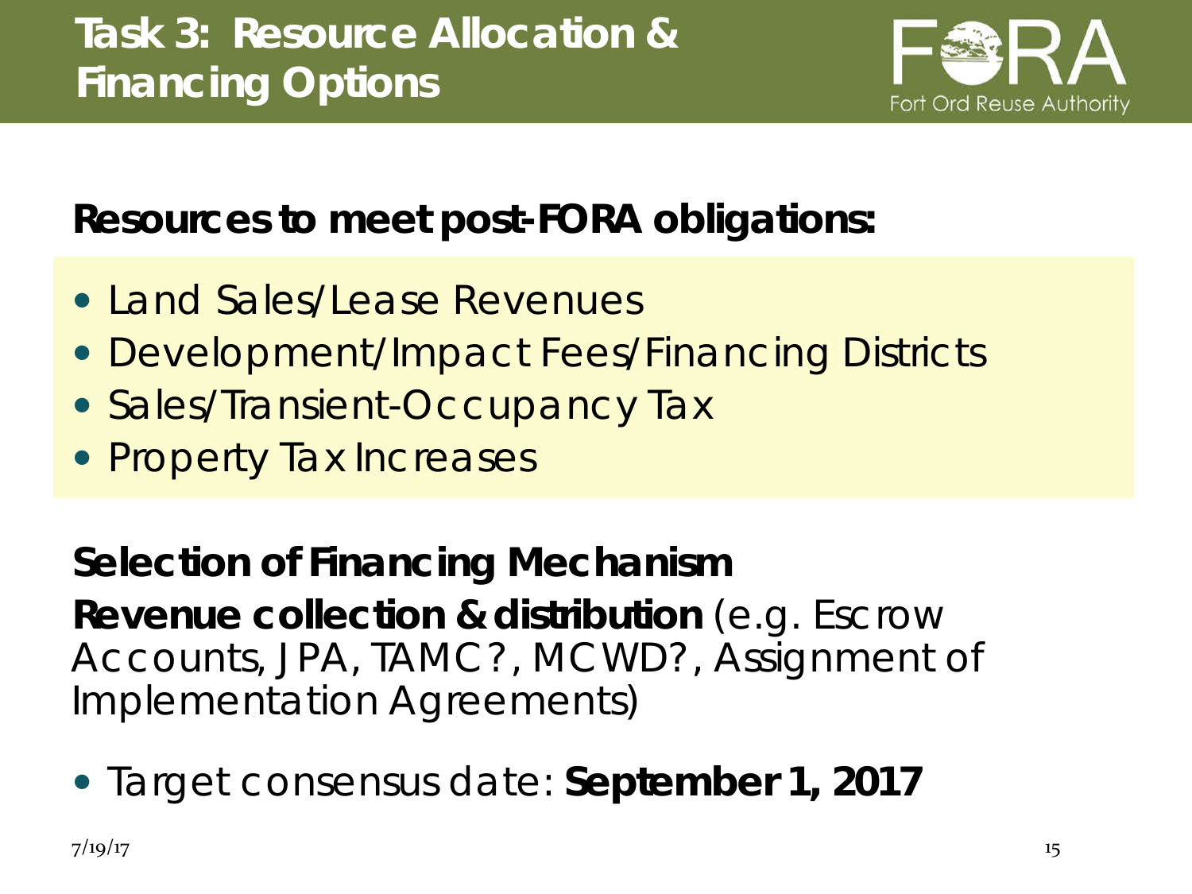# Task 3: Resource Allocation & Financing Options

**Resources to meet post-FORA obligations:**

- Land Sales/Lease Revenues
- Development/Impact Fees/Financing Districts
- Sales/Transient-Occupancy Tax
- Property Tax Increases

**Selection of Financing Mechanism**

**Revenue collection & distribution** (e.g. Escrow Accounts, JPA, TAMC?, MCWD?, Assignment of Implementation Agreements)

- Target consensus date: **September 1, 2017**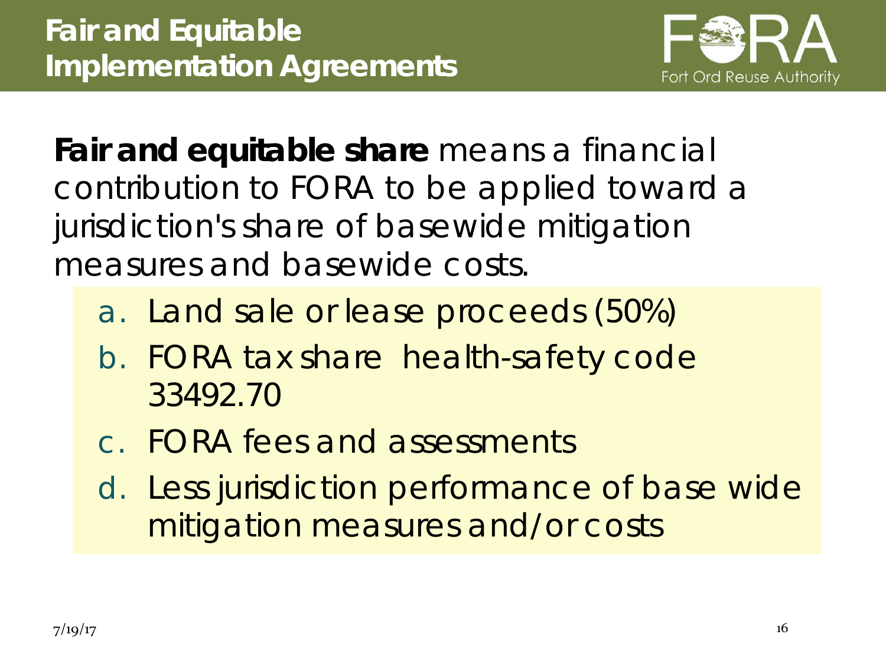# Fair and Equitable Implementation Agreements

**Fair and equitable share** means a financial contribution to FORA to be applied toward a jurisdiction's share of basewide mitigation measures and basewide costs.

a. Land sale or lease proceeds (50%)
b. FORA tax share health-safety code 33492.70
c. FORA fees and assessments
d. Less jurisdiction performance of base wide mitigation measures and/or costs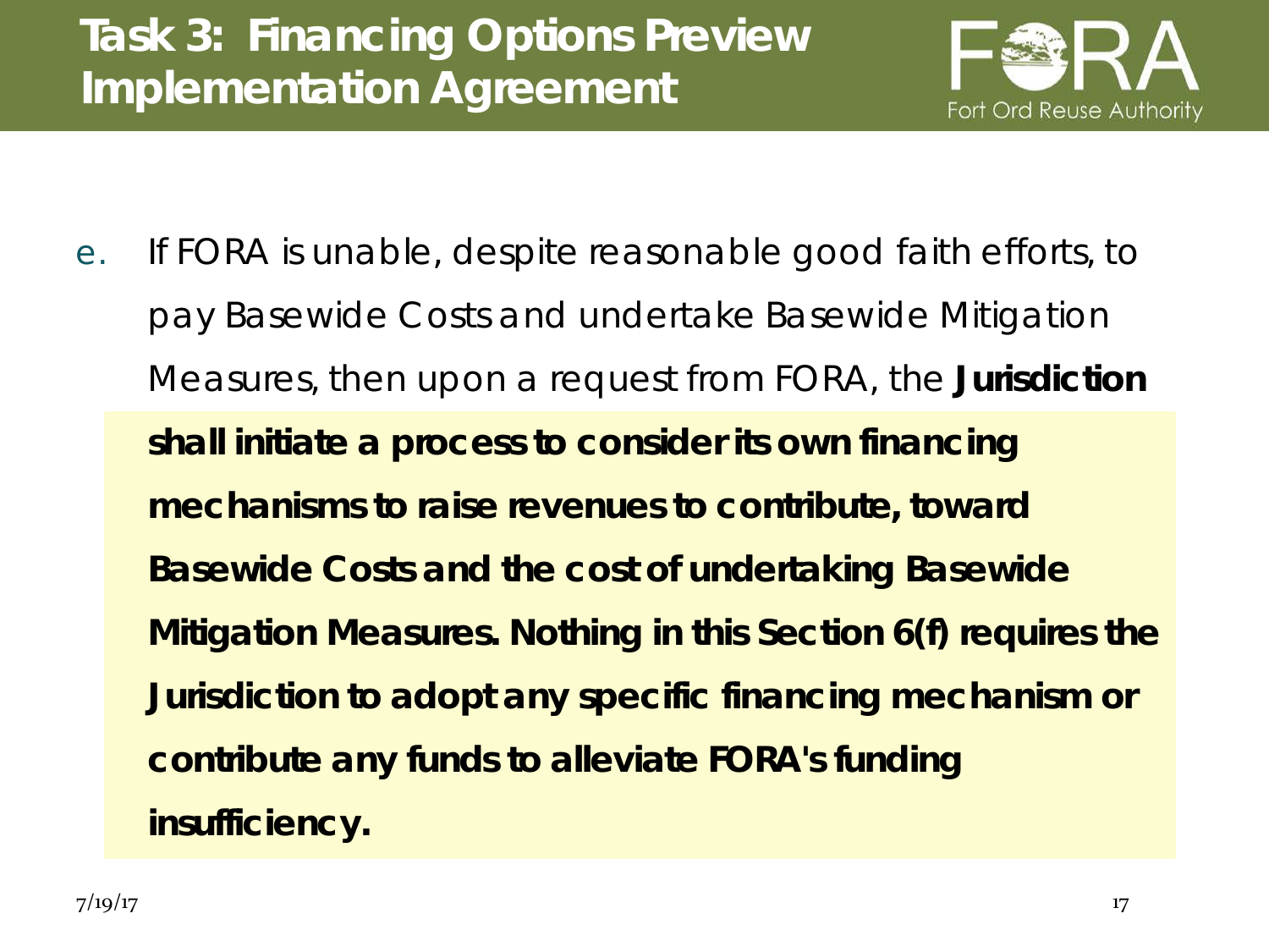# Task 3: Financing Options Preview Implementation Agreement

e. If FORA is unable, despite reasonable good faith efforts, to pay Basewide Costs and undertake Basewide Mitigation Measures, then upon a request from FORA, the **Jurisdiction shall initiate a process to consider its own financing mechanisms to raise revenues to contribute, toward Basewide Costs and the cost of undertaking Basewide Mitigation Measures. Nothing in this Section 6(f) requires the Jurisdiction to adopt any specific financing mechanism or contribute any funds to alleviate FORA's funding insufficiency.**

7/19/17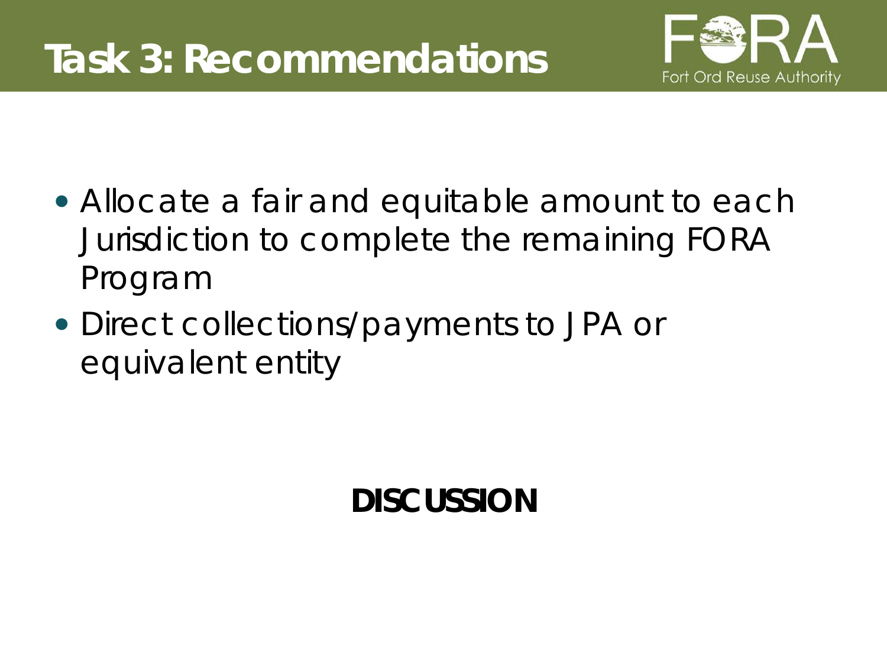# Task 3: Recommendations

- Allocate a fair and equitable amount to each Jurisdiction to complete the remaining FORA Program
- Direct collections/payments to JPA or equivalent entity

**DISCUSSION**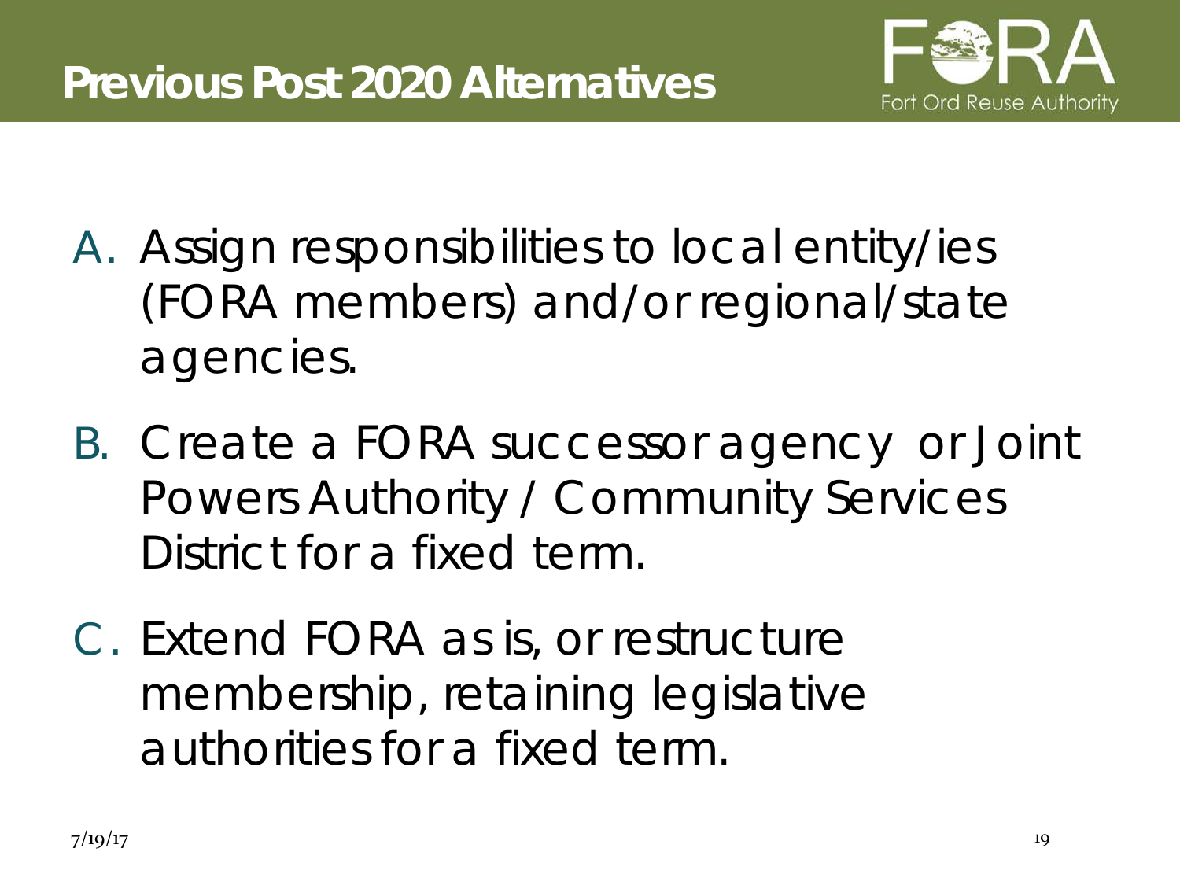# Previous Post 2020 Alternatives

A. Assign responsibilities to local entity/ies (FORA members) and/or regional/state agencies.

B. Create a FORA successor agency or Joint Powers Authority / Community Services District for a fixed term.

C. Extend FORA as is, or restructure membership, retaining legislative authorities for a fixed term.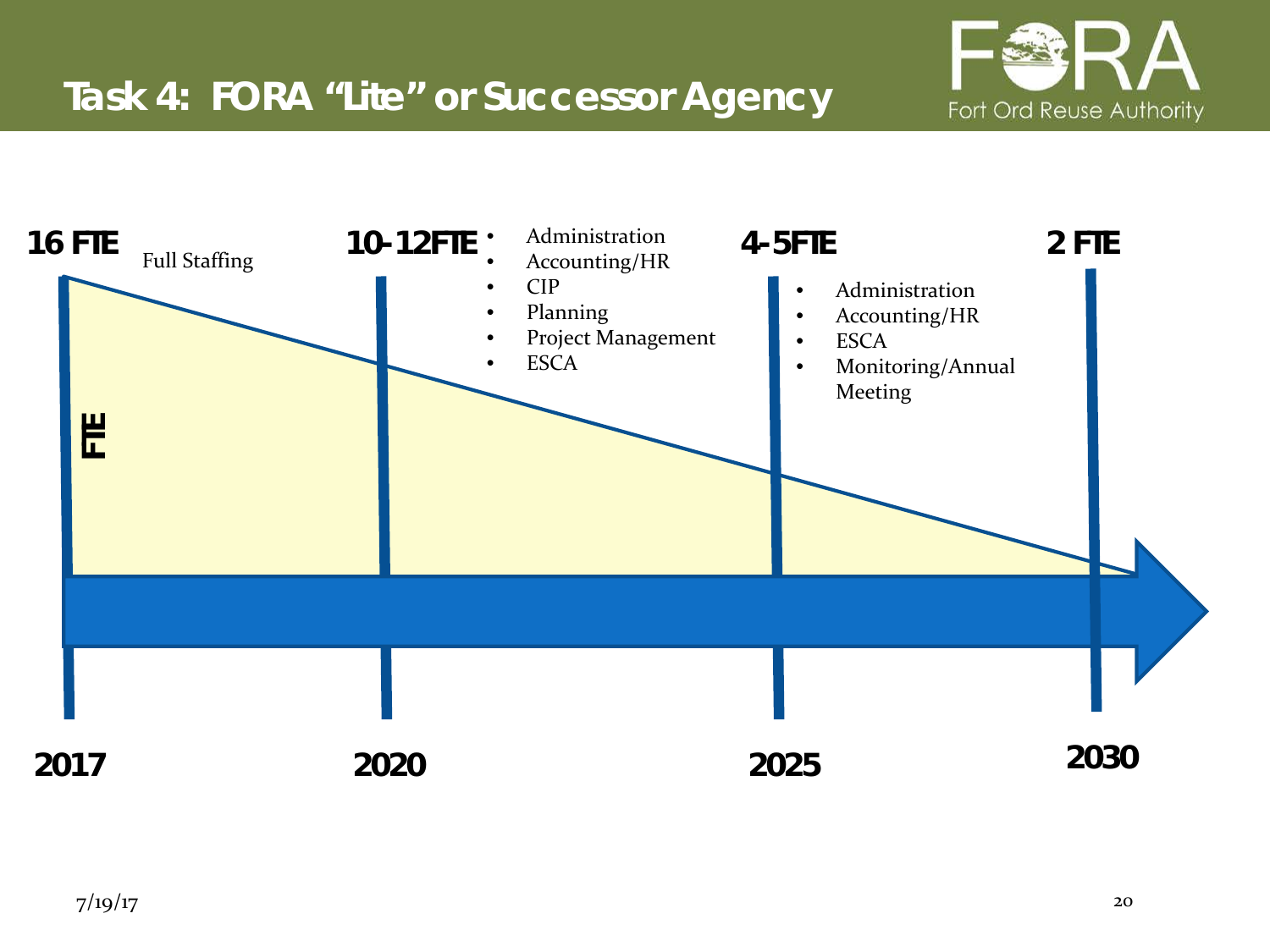# Task 4: FORA "Lite" or Successor Agency

Fort Ord Reuse Authority

**16 FTE** Full Staffing

**10-12FTE**
- Administration
- Accounting/HR
- CIP
- Planning
- Project Management
- ESCA

**4-5FTE**
- Administration
- Accounting/HR
- ESCA
- Monitoring/Annual Meeting

**2 FTE**

**FTE**

**2017** **2020** **2025** **2030**

7/19/17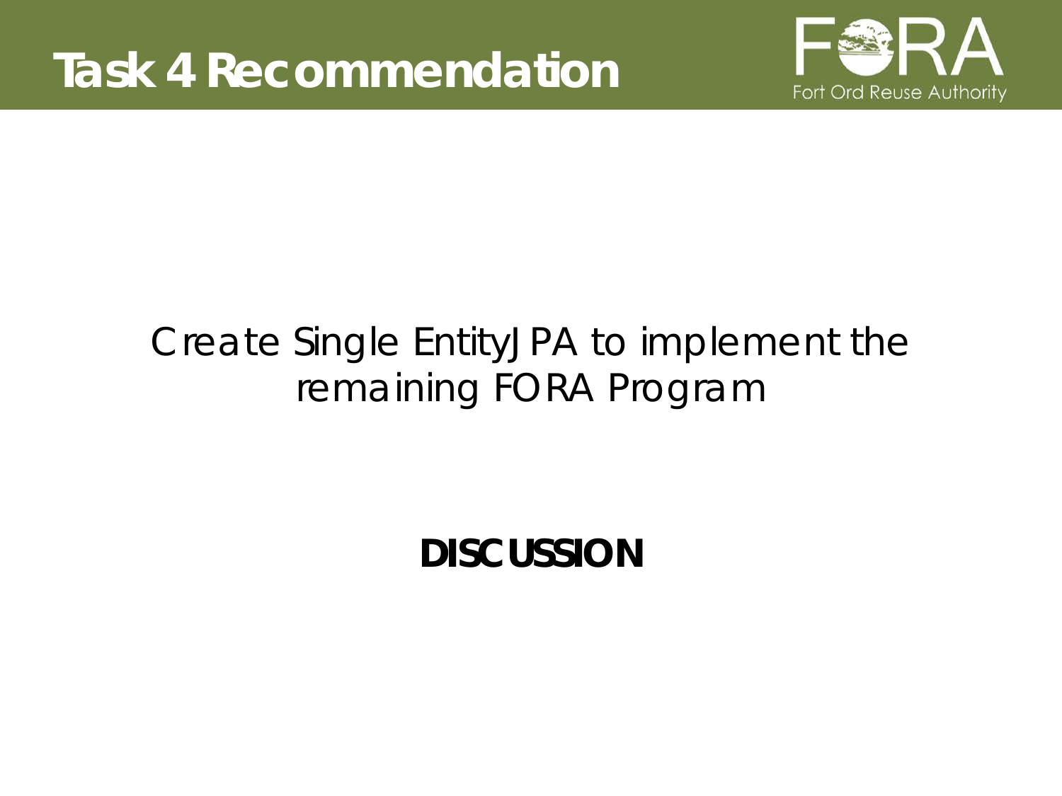# Task 4 Recommendation

Create Single EntityJPA to implement the remaining FORA Program

**DISCUSSION**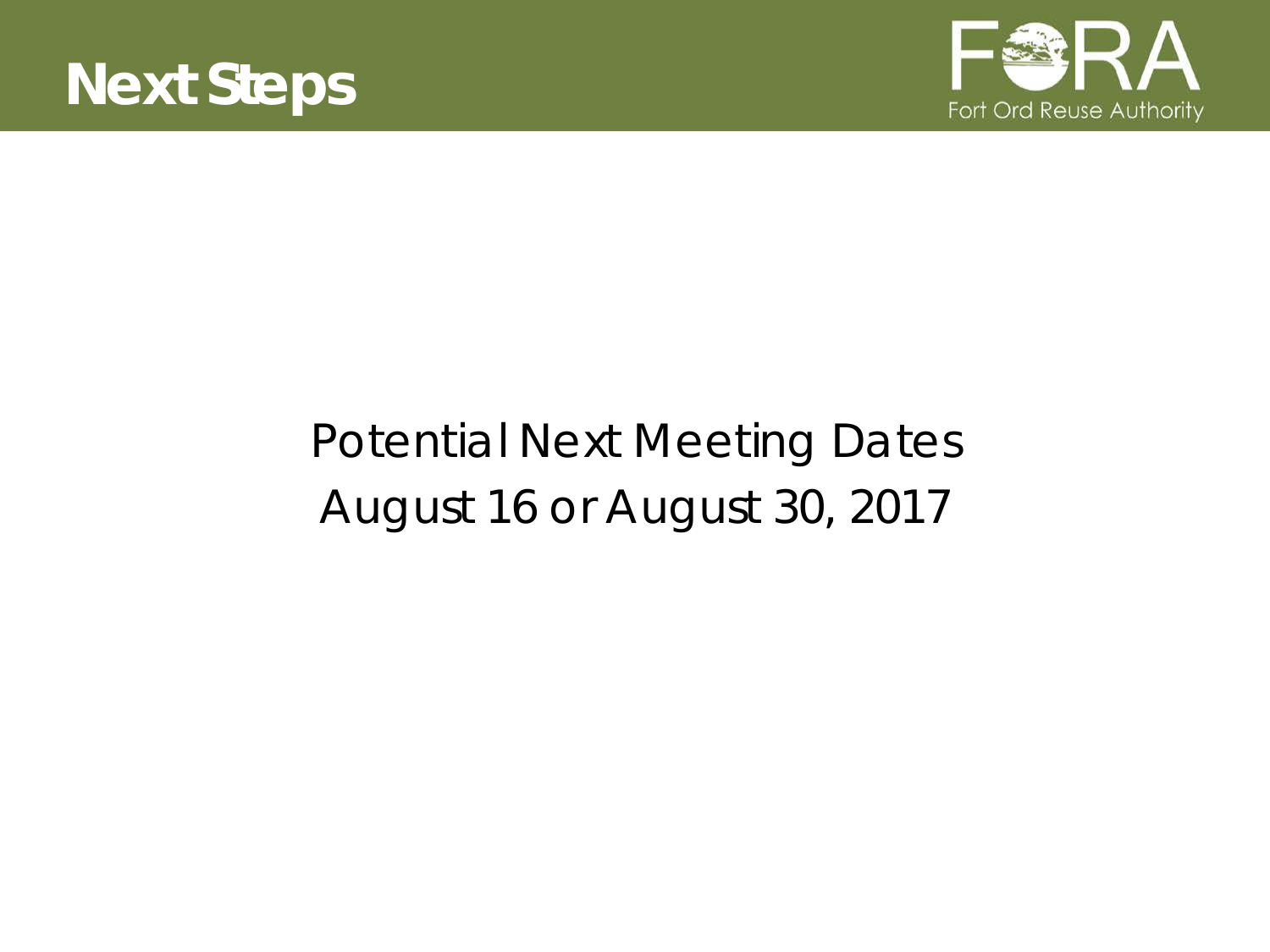# Next Steps

Potential Next Meeting Dates

August 16 or August 30, 2017